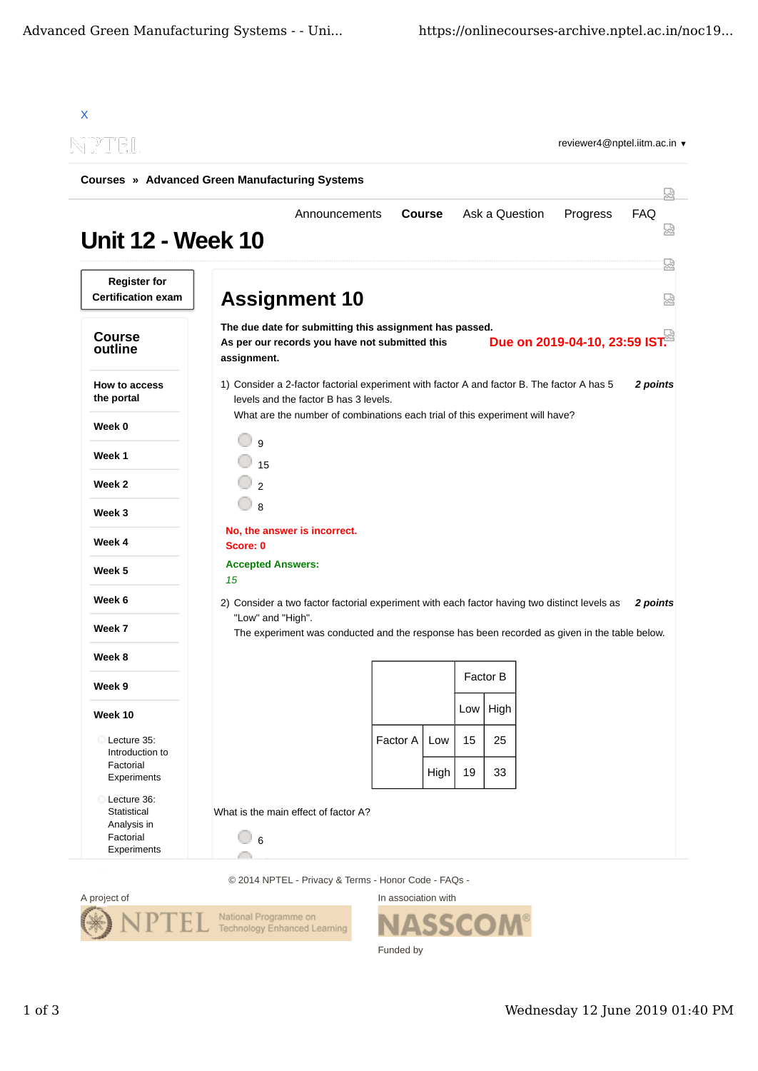X

reviewer4@nptel.iitm.ac.in ▾

**Courses » Advanced Green Manufacturing Systems**

Announcements **Course** Ask a Question Progress FAQ

# Unit 12 - Week 10

**Register for Certification exam**

**Course outline**

**How to access the portal**

**Week 0**

**Week 1**

**Week 2**

**Week 3**

**Week 4**

**Week 5**

**Week 6**

**Week 7**

**Week 8**

**Week 9**

**Week 10**

- Lecture 35: Introduction to Factorial Experiments
- Lecture 36: Statistical Analysis in Factorial Experiments

## Assignment 10

**The due date for submitting this assignment has passed.**
**As per our records you have not submitted this assignment.**

**Due on 2019-04-10, 23:59 IST.**

1) Consider a 2-factor factorial experiment with factor A and factor B. The factor A has 5 levels and the factor B has 3 levels.
What are the number of combinations each trial of this experiment will have? ***2 points***

- 9
- 15
- 2
- 8

**No, the answer is incorrect.**
**Score: 0**

**Accepted Answers:**
*15*

2) Consider a two factor factorial experiment with each factor having two distinct levels as "Low" and "High".
The experiment was conducted and the response has been recorded as given in the table below. ***2 points***

| | | Factor B | |
|---|---|---|---|
| | | Low | High |
| Factor A | Low | 15 | 25 |
| | High | 19 | 33 |

What is the main effect of factor A?

- 6

© 2014 NPTEL - Privacy & Terms - Honor Code - FAQs -

A project of

In association with

Funded by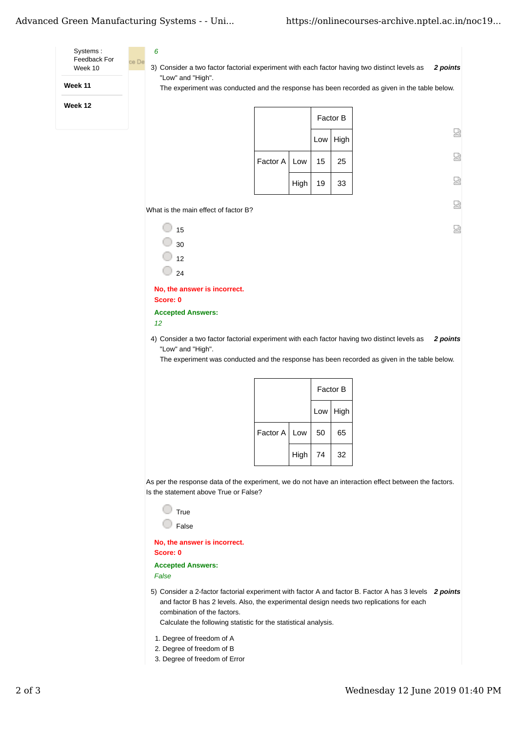Systems : Feedback For Week 10

**Week 11**

**Week 12**

*6*

3) Consider a two factor factorial experiment with each factor having two distinct levels as "Low" and "High". ***2 points***
The experiment was conducted and the response has been recorded as given in the table below.

| | | Factor B | |
|---|---|---|---|
| | | Low | High |
| Factor A | Low | 15 | 25 |
| | High | 19 | 33 |

What is the main effect of factor B?

- 15
- 30
- 12
- 24

**No, the answer is incorrect.**
**Score: 0**

**Accepted Answers:**
*12*

4) Consider a two factor factorial experiment with each factor having two distinct levels as "Low" and "High". ***2 points***
The experiment was conducted and the response has been recorded as given in the table below.

| | | Factor B | |
|---|---|---|---|
| | | Low | High |
| Factor A | Low | 50 | 65 |
| | High | 74 | 32 |

As per the response data of the experiment, we do not have an interaction effect between the factors. Is the statement above True or False?

- True
- False

**No, the answer is incorrect.**
**Score: 0**

**Accepted Answers:**
*False*

5) Consider a 2-factor factorial experiment with factor A and factor B. Factor A has 3 levels and factor B has 2 levels. Also, the experimental design needs two replications for each combination of the factors. ***2 points***
Calculate the following statistic for the statistical analysis.

1. Degree of freedom of A
2. Degree of freedom of B
3. Degree of freedom of Error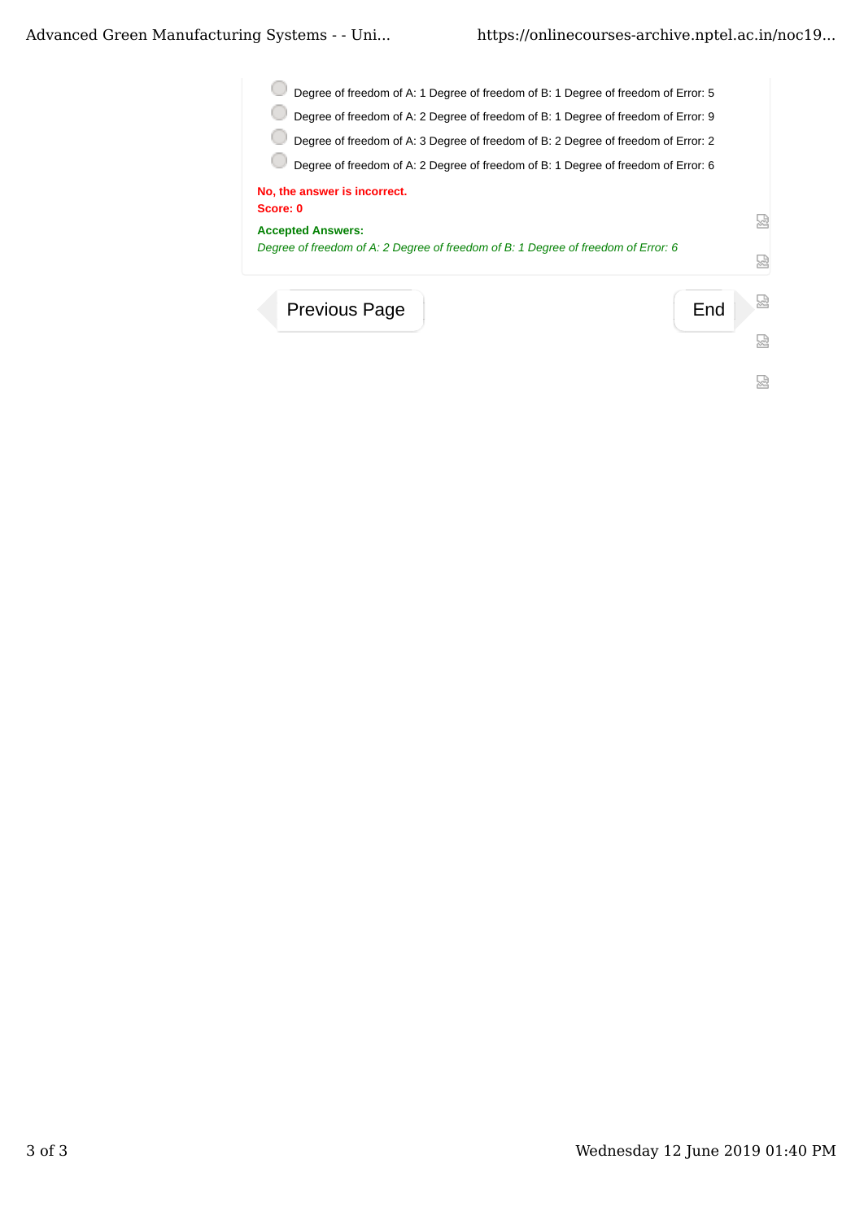- Degree of freedom of A: 1 Degree of freedom of B: 1 Degree of freedom of Error: 5
- Degree of freedom of A: 2 Degree of freedom of B: 1 Degree of freedom of Error: 9
- Degree of freedom of A: 3 Degree of freedom of B: 2 Degree of freedom of Error: 2
- Degree of freedom of A: 2 Degree of freedom of B: 1 Degree of freedom of Error: 6

**No, the answer is incorrect.**
**Score: 0**

**Accepted Answers:**
*Degree of freedom of A: 2 Degree of freedom of B: 1 Degree of freedom of Error: 6*

Previous Page | End